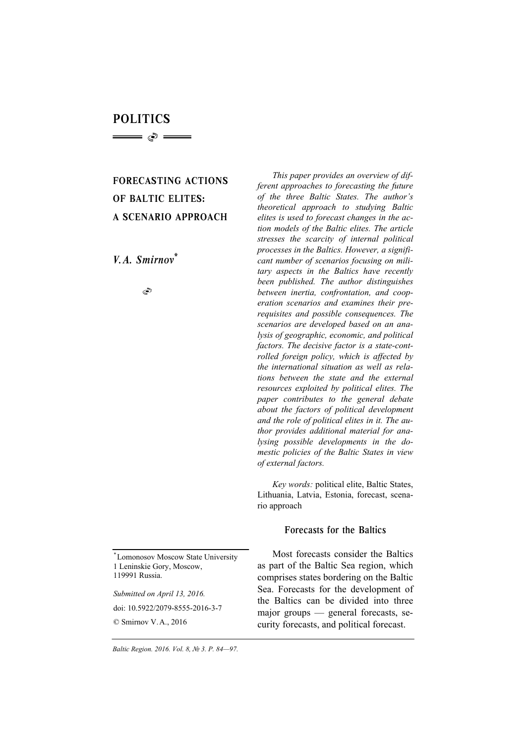# POLITICS

## FORECASTING ACTIONS OF BALTIC ELITES: A SCENARIO APPROACH

### *V.A. Smirnov*[*]

*This paper provides an overview of different approaches to forecasting the future of the three Baltic States. The author's theoretical approach to studying Baltic elites is used to forecast changes in the action models of the Baltic elites. The article stresses the scarcity of internal political processes in the Baltics. However, a significant number of scenarios focusing on military aspects in the Baltics have recently been published. The author distinguishes between inertia, confrontation, and cooperation scenarios and examines their prerequisites and possible consequences. The scenarios are developed based on an analysis of geographic, economic, and political factors. The decisive factor is a state-controlled foreign policy, which is affected by the international situation as well as relations between the state and the external resources exploited by political elites. The paper contributes to the general debate about the factors of political development and the role of political elites in it. The author provides additional material for analysing possible developments in the domestic policies of the Baltic States in view of external factors.*

*Key words:* political elite, Baltic States, Lithuania, Latvia, Estonia, forecast, scenario approach

### Forecasts for the Baltics

Most forecasts consider the Baltics as part of the Baltic Sea region, which comprises states bordering on the Baltic Sea. Forecasts for the development of the Baltics can be divided into three major groups — general forecasts, security forecasts, and political forecast.

---

[*] Lomonosov Moscow State University
1 Leninskie Gory, Moscow,
119991 Russia.

*Submitted on April 13, 2016.*

doi: 10.5922/2079-8555-2016-3-7

© Smirnov V.A., 2016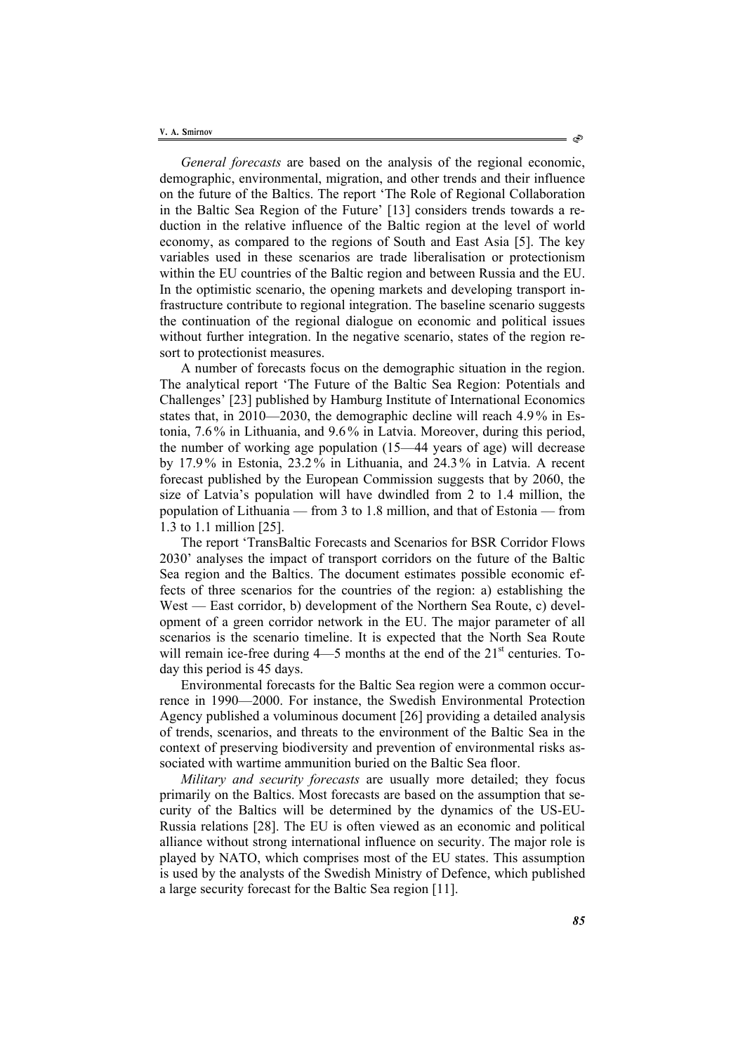*General forecasts* are based on the analysis of the regional economic, demographic, environmental, migration, and other trends and their influence on the future of the Baltics. The report 'The Role of Regional Collaboration in the Baltic Sea Region of the Future' [13] considers trends towards a reduction in the relative influence of the Baltic region at the level of world economy, as compared to the regions of South and East Asia [5]. The key variables used in these scenarios are trade liberalisation or protectionism within the EU countries of the Baltic region and between Russia and the EU. In the optimistic scenario, the opening markets and developing transport infrastructure contribute to regional integration. The baseline scenario suggests the continuation of the regional dialogue on economic and political issues without further integration. In the negative scenario, states of the region resort to protectionist measures.

A number of forecasts focus on the demographic situation in the region. The analytical report 'The Future of the Baltic Sea Region: Potentials and Challenges' [23] published by Hamburg Institute of International Economics states that, in 2010—2030, the demographic decline will reach 4.9 % in Estonia, 7.6 % in Lithuania, and 9.6 % in Latvia. Moreover, during this period, the number of working age population (15—44 years of age) will decrease by 17.9 % in Estonia, 23.2 % in Lithuania, and 24.3 % in Latvia. A recent forecast published by the European Commission suggests that by 2060, the size of Latvia's population will have dwindled from 2 to 1.4 million, the population of Lithuania — from 3 to 1.8 million, and that of Estonia — from 1.3 to 1.1 million [25].

The report 'TransBaltic Forecasts and Scenarios for BSR Corridor Flows 2030' analyses the impact of transport corridors on the future of the Baltic Sea region and the Baltics. The document estimates possible economic effects of three scenarios for the countries of the region: a) establishing the West — East corridor, b) development of the Northern Sea Route, c) development of a green corridor network in the EU. The major parameter of all scenarios is the scenario timeline. It is expected that the North Sea Route will remain ice-free during 4—5 months at the end of the 21st centuries. Today this period is 45 days.

Environmental forecasts for the Baltic Sea region were a common occurrence in 1990—2000. For instance, the Swedish Environmental Protection Agency published a voluminous document [26] providing a detailed analysis of trends, scenarios, and threats to the environment of the Baltic Sea in the context of preserving biodiversity and prevention of environmental risks associated with wartime ammunition buried on the Baltic Sea floor.

*Military and security forecasts* are usually more detailed; they focus primarily on the Baltics. Most forecasts are based on the assumption that security of the Baltics will be determined by the dynamics of the US-EU-Russia relations [28]. The EU is often viewed as an economic and political alliance without strong international influence on security. The major role is played by NATO, which comprises most of the EU states. This assumption is used by the analysts of the Swedish Ministry of Defence, which published a large security forecast for the Baltic Sea region [11].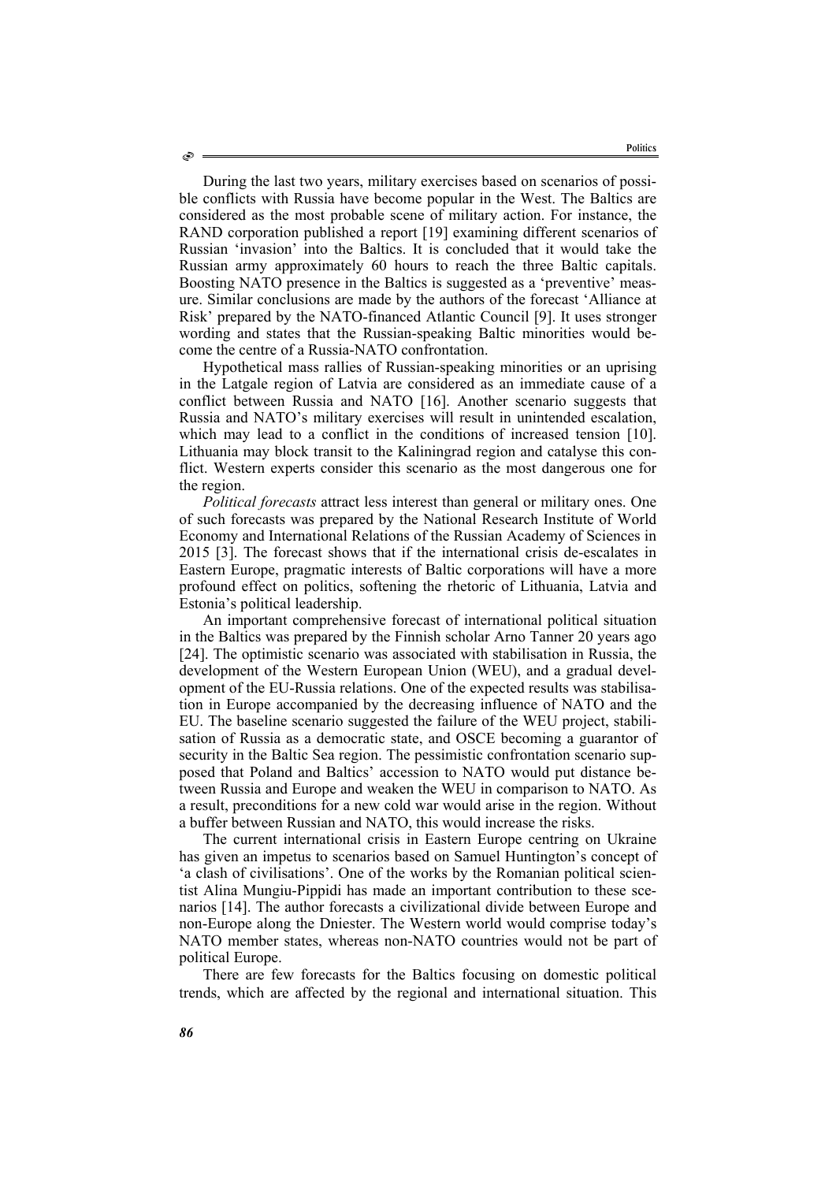During the last two years, military exercises based on scenarios of possible conflicts with Russia have become popular in the West. The Baltics are considered as the most probable scene of military action. For instance, the RAND corporation published a report [19] examining different scenarios of Russian 'invasion' into the Baltics. It is concluded that it would take the Russian army approximately 60 hours to reach the three Baltic capitals. Boosting NATO presence in the Baltics is suggested as a 'preventive' measure. Similar conclusions are made by the authors of the forecast 'Alliance at Risk' prepared by the NATO-financed Atlantic Council [9]. It uses stronger wording and states that the Russian-speaking Baltic minorities would become the centre of a Russia-NATO confrontation.

Hypothetical mass rallies of Russian-speaking minorities or an uprising in the Latgale region of Latvia are considered as an immediate cause of a conflict between Russia and NATO [16]. Another scenario suggests that Russia and NATO's military exercises will result in unintended escalation, which may lead to a conflict in the conditions of increased tension [10]. Lithuania may block transit to the Kaliningrad region and catalyse this conflict. Western experts consider this scenario as the most dangerous one for the region.

*Political forecasts* attract less interest than general or military ones. One of such forecasts was prepared by the National Research Institute of World Economy and International Relations of the Russian Academy of Sciences in 2015 [3]. The forecast shows that if the international crisis de-escalates in Eastern Europe, pragmatic interests of Baltic corporations will have a more profound effect on politics, softening the rhetoric of Lithuania, Latvia and Estonia's political leadership.

An important comprehensive forecast of international political situation in the Baltics was prepared by the Finnish scholar Arno Tanner 20 years ago [24]. The optimistic scenario was associated with stabilisation in Russia, the development of the Western European Union (WEU), and a gradual development of the EU-Russia relations. One of the expected results was stabilisation in Europe accompanied by the decreasing influence of NATO and the EU. The baseline scenario suggested the failure of the WEU project, stabilisation of Russia as a democratic state, and OSCE becoming a guarantor of security in the Baltic Sea region. The pessimistic confrontation scenario supposed that Poland and Baltics' accession to NATO would put distance between Russia and Europe and weaken the WEU in comparison to NATO. As a result, preconditions for a new cold war would arise in the region. Without a buffer between Russian and NATO, this would increase the risks.

The current international crisis in Eastern Europe centring on Ukraine has given an impetus to scenarios based on Samuel Huntington's concept of 'a clash of civilisations'. One of the works by the Romanian political scientist Alina Mungiu-Pippidi has made an important contribution to these scenarios [14]. The author forecasts a civilizational divide between Europe and non-Europe along the Dniester. The Western world would comprise today's NATO member states, whereas non-NATO countries would not be part of political Europe.

There are few forecasts for the Baltics focusing on domestic political trends, which are affected by the regional and international situation. This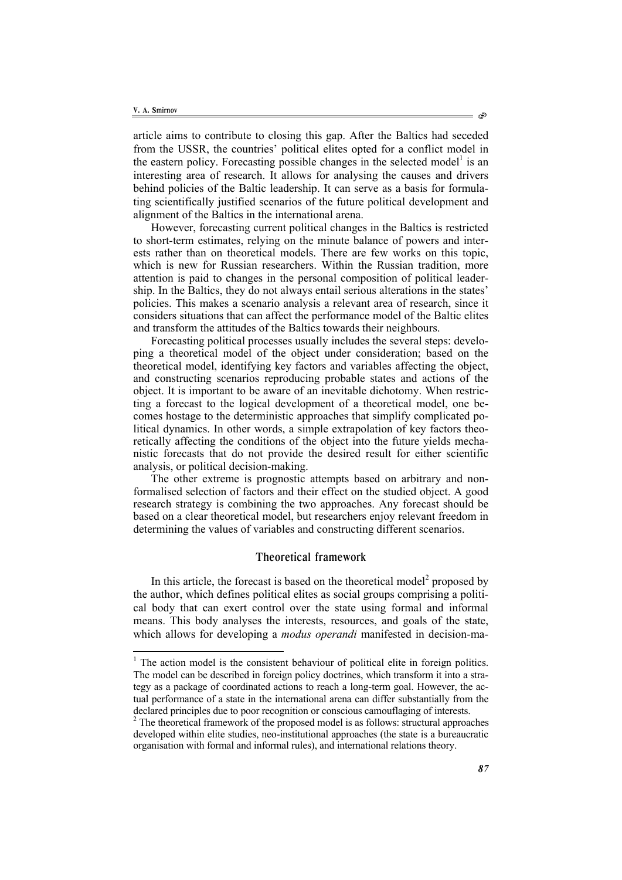article aims to contribute to closing this gap. After the Baltics had seceded from the USSR, the countries' political elites opted for a conflict model in the eastern policy. Forecasting possible changes in the selected model[1] is an interesting area of research. It allows for analysing the causes and drivers behind policies of the Baltic leadership. It can serve as a basis for formulating scientifically justified scenarios of the future political development and alignment of the Baltics in the international arena.

However, forecasting current political changes in the Baltics is restricted to short-term estimates, relying on the minute balance of powers and interests rather than on theoretical models. There are few works on this topic, which is new for Russian researchers. Within the Russian tradition, more attention is paid to changes in the personal composition of political leadership. In the Baltics, they do not always entail serious alterations in the states' policies. This makes a scenario analysis a relevant area of research, since it considers situations that can affect the performance model of the Baltic elites and transform the attitudes of the Baltics towards their neighbours.

Forecasting political processes usually includes the several steps: developing a theoretical model of the object under consideration; based on the theoretical model, identifying key factors and variables affecting the object, and constructing scenarios reproducing probable states and actions of the object. It is important to be aware of an inevitable dichotomy. When restricting a forecast to the logical development of a theoretical model, one becomes hostage to the deterministic approaches that simplify complicated political dynamics. In other words, a simple extrapolation of key factors theoretically affecting the conditions of the object into the future yields mechanistic forecasts that do not provide the desired result for either scientific analysis, or political decision-making.

The other extreme is prognostic attempts based on arbitrary and non-formalised selection of factors and their effect on the studied object. A good research strategy is combining the two approaches. Any forecast should be based on a clear theoretical model, but researchers enjoy relevant freedom in determining the values of variables and constructing different scenarios.

## Theoretical framework

In this article, the forecast is based on the theoretical model[2] proposed by the author, which defines political elites as social groups comprising a political body that can exert control over the state using formal and informal means. This body analyses the interests, resources, and goals of the state, which allows for developing a *modus operandi* manifested in decision-ma-

---

[1] The action model is the consistent behaviour of political elite in foreign politics. The model can be described in foreign policy doctrines, which transform it into a strategy as a package of coordinated actions to reach a long-term goal. However, the actual performance of a state in the international arena can differ substantially from the declared principles due to poor recognition or conscious camouflaging of interests.

[2] The theoretical framework of the proposed model is as follows: structural approaches developed within elite studies, neo-institutional approaches (the state is a bureaucratic organisation with formal and informal rules), and international relations theory.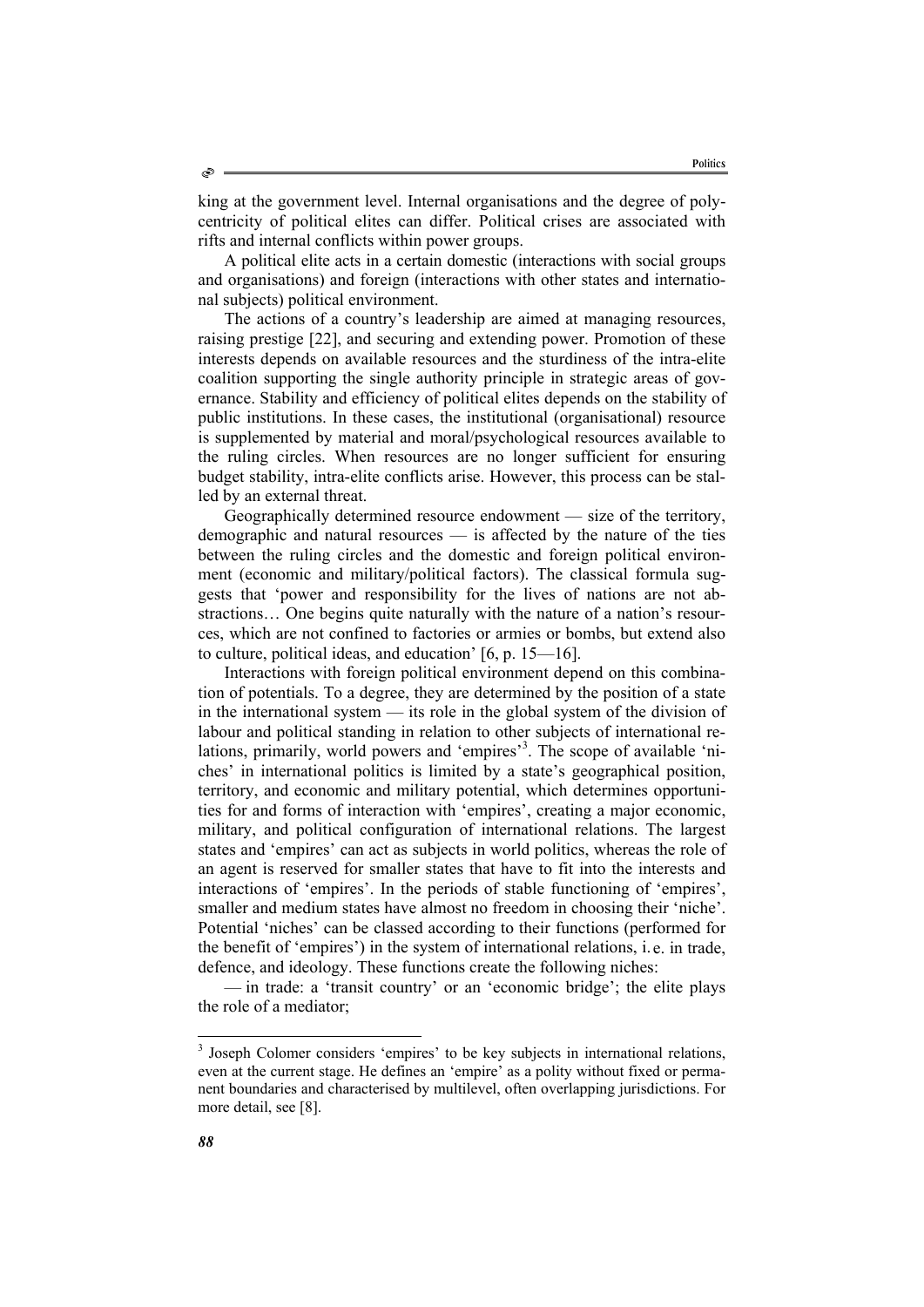king at the government level. Internal organisations and the degree of polycentricity of political elites can differ. Political crises are associated with rifts and internal conflicts within power groups.

A political elite acts in a certain domestic (interactions with social groups and organisations) and foreign (interactions with other states and international subjects) political environment.

The actions of a country's leadership are aimed at managing resources, raising prestige [22], and securing and extending power. Promotion of these interests depends on available resources and the sturdiness of the intra-elite coalition supporting the single authority principle in strategic areas of governance. Stability and efficiency of political elites depends on the stability of public institutions. In these cases, the institutional (organisational) resource is supplemented by material and moral/psychological resources available to the ruling circles. When resources are no longer sufficient for ensuring budget stability, intra-elite conflicts arise. However, this process can be stalled by an external threat.

Geographically determined resource endowment — size of the territory, demographic and natural resources — is affected by the nature of the ties between the ruling circles and the domestic and foreign political environment (economic and military/political factors). The classical formula suggests that 'power and responsibility for the lives of nations are not abstractions… One begins quite naturally with the nature of a nation's resources, which are not confined to factories or armies or bombs, but extend also to culture, political ideas, and education' [6, p. 15—16].

Interactions with foreign political environment depend on this combination of potentials. To a degree, they are determined by the position of a state in the international system — its role in the global system of the division of labour and political standing in relation to other subjects of international relations, primarily, world powers and 'empires'[3]. The scope of available 'niches' in international politics is limited by a state's geographical position, territory, and economic and military potential, which determines opportunities for and forms of interaction with 'empires', creating a major economic, military, and political configuration of international relations. The largest states and 'empires' can act as subjects in world politics, whereas the role of an agent is reserved for smaller states that have to fit into the interests and interactions of 'empires'. In the periods of stable functioning of 'empires', smaller and medium states have almost no freedom in choosing their 'niche'. Potential 'niches' can be classed according to their functions (performed for the benefit of 'empires') in the system of international relations, i.e. in trade, defence, and ideology. These functions create the following niches:

— in trade: a 'transit country' or an 'economic bridge'; the elite plays the role of a mediator;

---

[3] Joseph Colomer considers 'empires' to be key subjects in international relations, even at the current stage. He defines an 'empire' as a polity without fixed or permanent boundaries and characterised by multilevel, often overlapping jurisdictions. For more detail, see [8].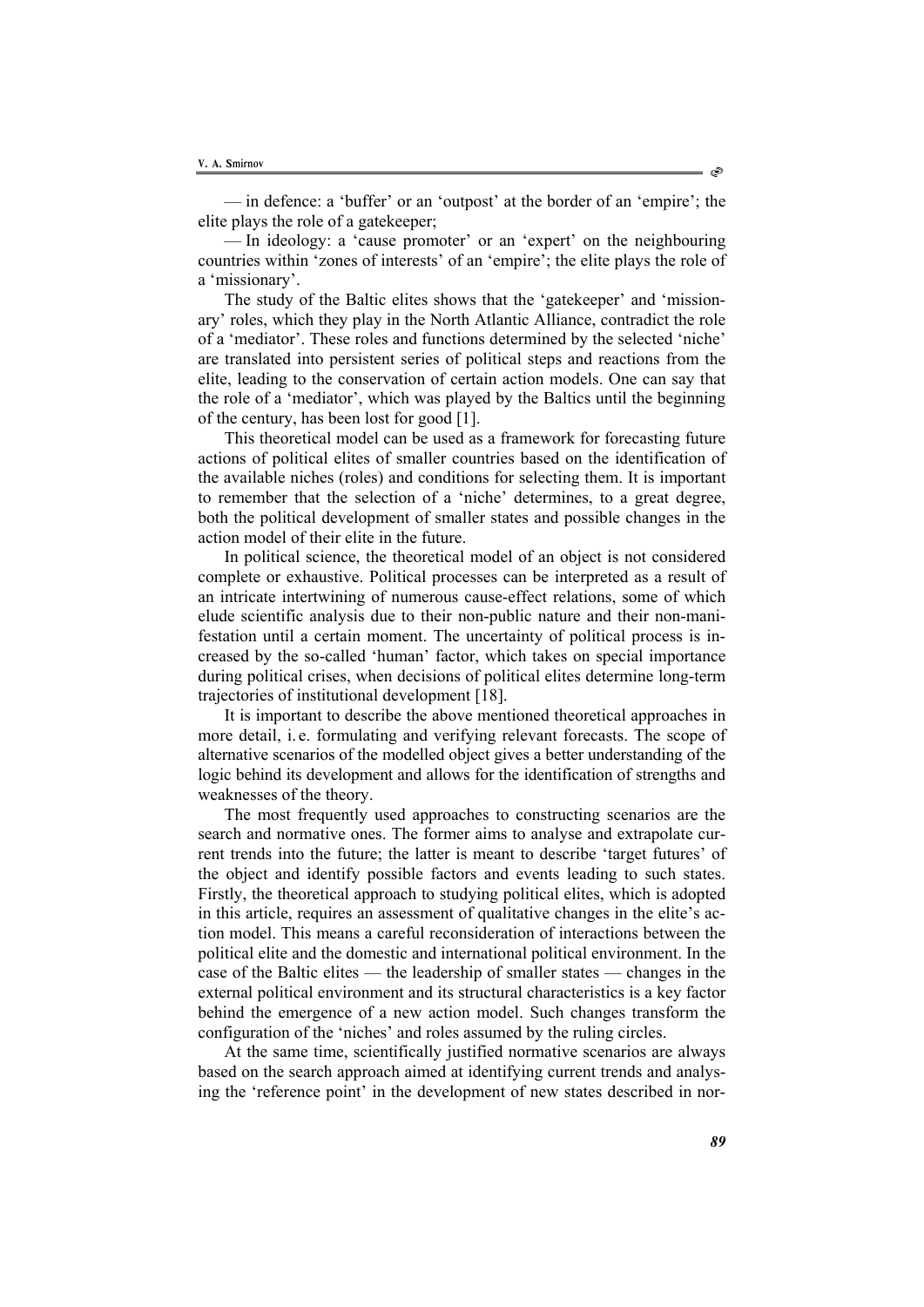— in defence: a 'buffer' or an 'outpost' at the border of an 'empire'; the elite plays the role of a gatekeeper;

— In ideology: a 'cause promoter' or an 'expert' on the neighbouring countries within 'zones of interests' of an 'empire'; the elite plays the role of a 'missionary'.

The study of the Baltic elites shows that the 'gatekeeper' and 'missionary' roles, which they play in the North Atlantic Alliance, contradict the role of a 'mediator'. These roles and functions determined by the selected 'niche' are translated into persistent series of political steps and reactions from the elite, leading to the conservation of certain action models. One can say that the role of a 'mediator', which was played by the Baltics until the beginning of the century, has been lost for good [1].

This theoretical model can be used as a framework for forecasting future actions of political elites of smaller countries based on the identification of the available niches (roles) and conditions for selecting them. It is important to remember that the selection of a 'niche' determines, to a great degree, both the political development of smaller states and possible changes in the action model of their elite in the future.

In political science, the theoretical model of an object is not considered complete or exhaustive. Political processes can be interpreted as a result of an intricate intertwining of numerous cause-effect relations, some of which elude scientific analysis due to their non-public nature and their non-manifestation until a certain moment. The uncertainty of political process is increased by the so-called 'human' factor, which takes on special importance during political crises, when decisions of political elites determine long-term trajectories of institutional development [18].

It is important to describe the above mentioned theoretical approaches in more detail, i. e. formulating and verifying relevant forecasts. The scope of alternative scenarios of the modelled object gives a better understanding of the logic behind its development and allows for the identification of strengths and weaknesses of the theory.

The most frequently used approaches to constructing scenarios are the search and normative ones. The former aims to analyse and extrapolate current trends into the future; the latter is meant to describe 'target futures' of the object and identify possible factors and events leading to such states. Firstly, the theoretical approach to studying political elites, which is adopted in this article, requires an assessment of qualitative changes in the elite's action model. This means a careful reconsideration of interactions between the political elite and the domestic and international political environment. In the case of the Baltic elites — the leadership of smaller states — changes in the external political environment and its structural characteristics is a key factor behind the emergence of a new action model. Such changes transform the configuration of the 'niches' and roles assumed by the ruling circles.

At the same time, scientifically justified normative scenarios are always based on the search approach aimed at identifying current trends and analysing the 'reference point' in the development of new states described in nor-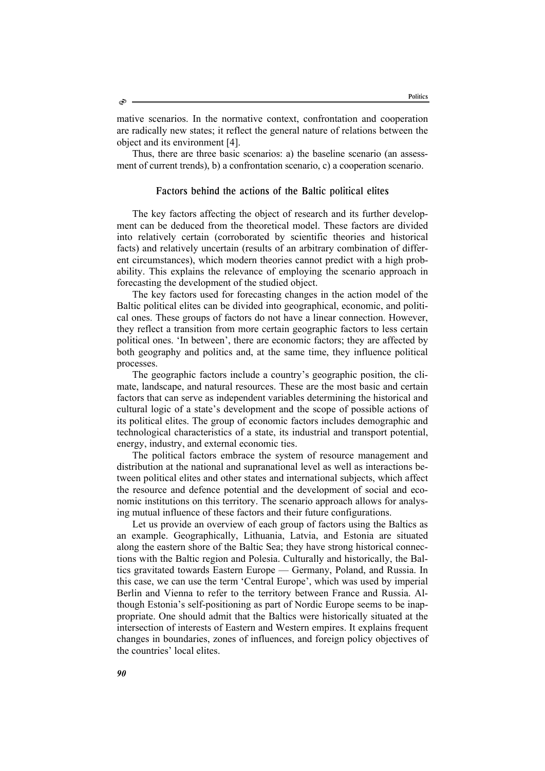mative scenarios. In the normative context, confrontation and cooperation are radically new states; it reflect the general nature of relations between the object and its environment [4].

Thus, there are three basic scenarios: a) the baseline scenario (an assessment of current trends), b) a confrontation scenario, c) a cooperation scenario.

## Factors behind the actions of the Baltic political elites

The key factors affecting the object of research and its further development can be deduced from the theoretical model. These factors are divided into relatively certain (corroborated by scientific theories and historical facts) and relatively uncertain (results of an arbitrary combination of different circumstances), which modern theories cannot predict with a high probability. This explains the relevance of employing the scenario approach in forecasting the development of the studied object.

The key factors used for forecasting changes in the action model of the Baltic political elites can be divided into geographical, economic, and political ones. These groups of factors do not have a linear connection. However, they reflect a transition from more certain geographic factors to less certain political ones. 'In between', there are economic factors; they are affected by both geography and politics and, at the same time, they influence political processes.

The geographic factors include a country's geographic position, the climate, landscape, and natural resources. These are the most basic and certain factors that can serve as independent variables determining the historical and cultural logic of a state's development and the scope of possible actions of its political elites. The group of economic factors includes demographic and technological characteristics of a state, its industrial and transport potential, energy, industry, and external economic ties.

The political factors embrace the system of resource management and distribution at the national and supranational level as well as interactions between political elites and other states and international subjects, which affect the resource and defence potential and the development of social and economic institutions on this territory. The scenario approach allows for analysing mutual influence of these factors and their future configurations.

Let us provide an overview of each group of factors using the Baltics as an example. Geographically, Lithuania, Latvia, and Estonia are situated along the eastern shore of the Baltic Sea; they have strong historical connections with the Baltic region and Polesia. Culturally and historically, the Baltics gravitated towards Eastern Europe — Germany, Poland, and Russia. In this case, we can use the term 'Central Europe', which was used by imperial Berlin and Vienna to refer to the territory between France and Russia. Although Estonia's self-positioning as part of Nordic Europe seems to be inappropriate. One should admit that the Baltics were historically situated at the intersection of interests of Eastern and Western empires. It explains frequent changes in boundaries, zones of influences, and foreign policy objectives of the countries' local elites.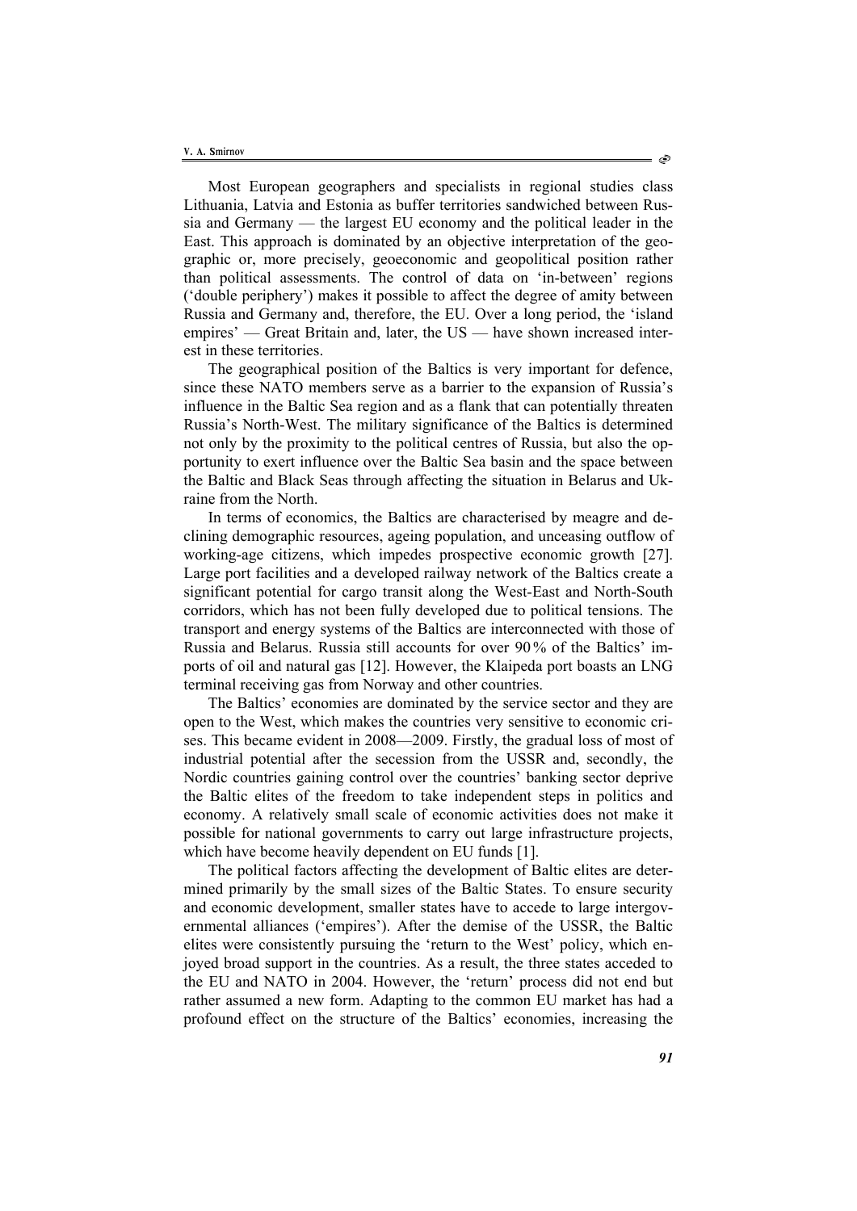Most European geographers and specialists in regional studies class Lithuania, Latvia and Estonia as buffer territories sandwiched between Russia and Germany — the largest EU economy and the political leader in the East. This approach is dominated by an objective interpretation of the geographic or, more precisely, geoeconomic and geopolitical position rather than political assessments. The control of data on 'in-between' regions ('double periphery') makes it possible to affect the degree of amity between Russia and Germany and, therefore, the EU. Over a long period, the 'island empires' — Great Britain and, later, the US — have shown increased interest in these territories.

The geographical position of the Baltics is very important for defence, since these NATO members serve as a barrier to the expansion of Russia's influence in the Baltic Sea region and as a flank that can potentially threaten Russia's North-West. The military significance of the Baltics is determined not only by the proximity to the political centres of Russia, but also the opportunity to exert influence over the Baltic Sea basin and the space between the Baltic and Black Seas through affecting the situation in Belarus and Ukraine from the North.

In terms of economics, the Baltics are characterised by meagre and declining demographic resources, ageing population, and unceasing outflow of working-age citizens, which impedes prospective economic growth [27]. Large port facilities and a developed railway network of the Baltics create a significant potential for cargo transit along the West-East and North-South corridors, which has not been fully developed due to political tensions. The transport and energy systems of the Baltics are interconnected with those of Russia and Belarus. Russia still accounts for over 90 % of the Baltics' imports of oil and natural gas [12]. However, the Klaipeda port boasts an LNG terminal receiving gas from Norway and other countries.

The Baltics' economies are dominated by the service sector and they are open to the West, which makes the countries very sensitive to economic crises. This became evident in 2008—2009. Firstly, the gradual loss of most of industrial potential after the secession from the USSR and, secondly, the Nordic countries gaining control over the countries' banking sector deprive the Baltic elites of the freedom to take independent steps in politics and economy. A relatively small scale of economic activities does not make it possible for national governments to carry out large infrastructure projects, which have become heavily dependent on EU funds [1].

The political factors affecting the development of Baltic elites are determined primarily by the small sizes of the Baltic States. To ensure security and economic development, smaller states have to accede to large intergovernmental alliances ('empires'). After the demise of the USSR, the Baltic elites were consistently pursuing the 'return to the West' policy, which enjoyed broad support in the countries. As a result, the three states acceded to the EU and NATO in 2004. However, the 'return' process did not end but rather assumed a new form. Adapting to the common EU market has had a profound effect on the structure of the Baltics' economies, increasing the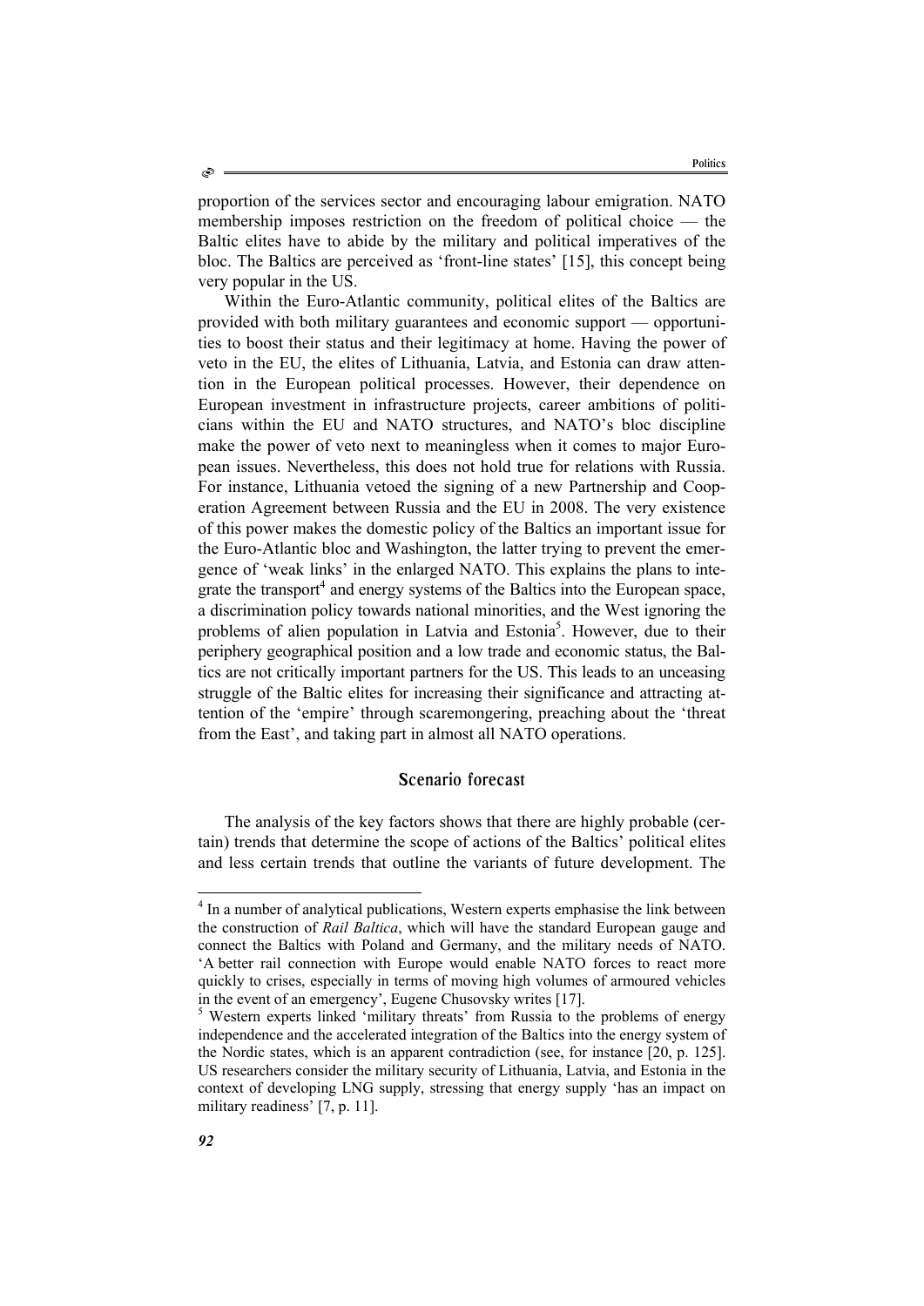proportion of the services sector and encouraging labour emigration. NATO membership imposes restriction on the freedom of political choice — the Baltic elites have to abide by the military and political imperatives of the bloc. The Baltics are perceived as 'front-line states' [15], this concept being very popular in the US.

Within the Euro-Atlantic community, political elites of the Baltics are provided with both military guarantees and economic support — opportunities to boost their status and their legitimacy at home. Having the power of veto in the EU, the elites of Lithuania, Latvia, and Estonia can draw attention in the European political processes. However, their dependence on European investment in infrastructure projects, career ambitions of politicians within the EU and NATO structures, and NATO's bloc discipline make the power of veto next to meaningless when it comes to major European issues. Nevertheless, this does not hold true for relations with Russia. For instance, Lithuania vetoed the signing of a new Partnership and Cooperation Agreement between Russia and the EU in 2008. The very existence of this power makes the domestic policy of the Baltics an important issue for the Euro-Atlantic bloc and Washington, the latter trying to prevent the emergence of 'weak links' in the enlarged NATO. This explains the plans to integrate the transport[4] and energy systems of the Baltics into the European space, a discrimination policy towards national minorities, and the West ignoring the problems of alien population in Latvia and Estonia[5]. However, due to their periphery geographical position and a low trade and economic status, the Baltics are not critically important partners for the US. This leads to an unceasing struggle of the Baltic elites for increasing their significance and attracting attention of the 'empire' through scaremongering, preaching about the 'threat from the East', and taking part in almost all NATO operations.

## Scenario forecast

The analysis of the key factors shows that there are highly probable (certain) trends that determine the scope of actions of the Baltics' political elites and less certain trends that outline the variants of future development. The

---

[4] In a number of analytical publications, Western experts emphasise the link between the construction of *Rail Baltica*, which will have the standard European gauge and connect the Baltics with Poland and Germany, and the military needs of NATO. 'A better rail connection with Europe would enable NATO forces to react more quickly to crises, especially in terms of moving high volumes of armoured vehicles in the event of an emergency', Eugene Chusovsky writes [17].

[5] Western experts linked 'military threats' from Russia to the problems of energy independence and the accelerated integration of the Baltics into the energy system of the Nordic states, which is an apparent contradiction (see, for instance [20, p. 125]. US researchers consider the military security of Lithuania, Latvia, and Estonia in the context of developing LNG supply, stressing that energy supply 'has an impact on military readiness' [7, p. 11].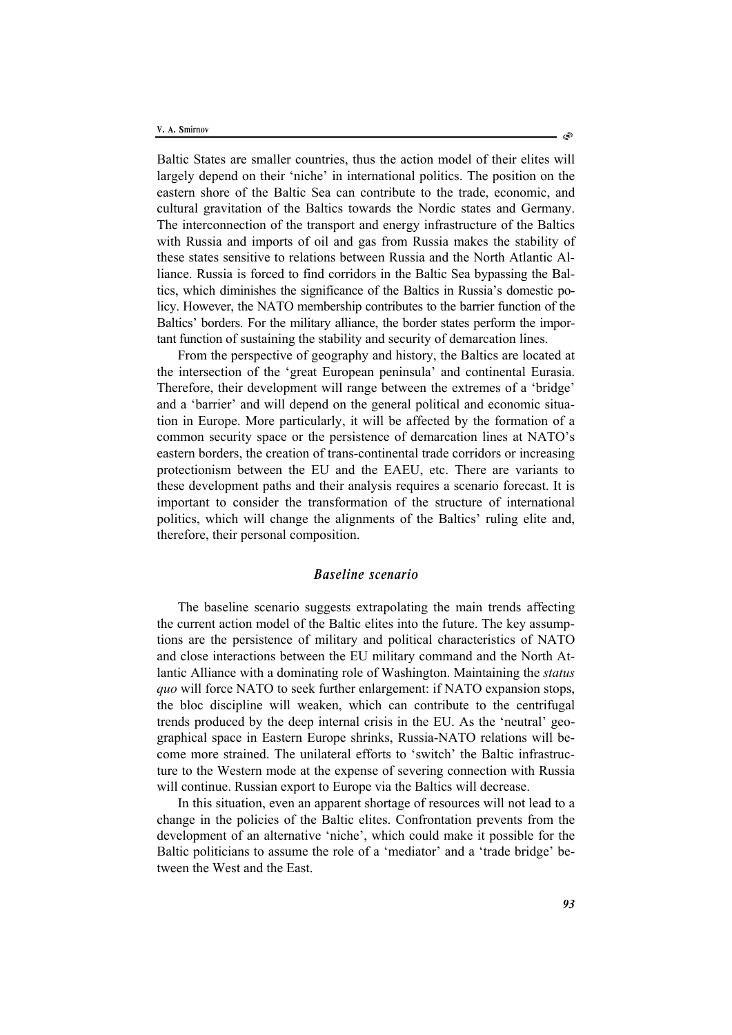Baltic States are smaller countries, thus the action model of their elites will largely depend on their 'niche' in international politics. The position on the eastern shore of the Baltic Sea can contribute to the trade, economic, and cultural gravitation of the Baltics towards the Nordic states and Germany. The interconnection of the transport and energy infrastructure of the Baltics with Russia and imports of oil and gas from Russia makes the stability of these states sensitive to relations between Russia and the North Atlantic Alliance. Russia is forced to find corridors in the Baltic Sea bypassing the Baltics, which diminishes the significance of the Baltics in Russia's domestic policy. However, the NATO membership contributes to the barrier function of the Baltics' borders. For the military alliance, the border states perform the important function of sustaining the stability and security of demarcation lines.

From the perspective of geography and history, the Baltics are located at the intersection of the 'great European peninsula' and continental Eurasia. Therefore, their development will range between the extremes of a 'bridge' and a 'barrier' and will depend on the general political and economic situation in Europe. More particularly, it will be affected by the formation of a common security space or the persistence of demarcation lines at NATO's eastern borders, the creation of trans-continental trade corridors or increasing protectionism between the EU and the EAEU, etc. There are variants to these development paths and their analysis requires a scenario forecast. It is important to consider the transformation of the structure of international politics, which will change the alignments of the Baltics' ruling elite and, therefore, their personal composition.

### *Baseline scenario*

The baseline scenario suggests extrapolating the main trends affecting the current action model of the Baltic elites into the future. The key assumptions are the persistence of military and political characteristics of NATO and close interactions between the EU military command and the North Atlantic Alliance with a dominating role of Washington. Maintaining the *status quo* will force NATO to seek further enlargement: if NATO expansion stops, the bloc discipline will weaken, which can contribute to the centrifugal trends produced by the deep internal crisis in the EU. As the 'neutral' geographical space in Eastern Europe shrinks, Russia-NATO relations will become more strained. The unilateral efforts to 'switch' the Baltic infrastructure to the Western mode at the expense of severing connection with Russia will continue. Russian export to Europe via the Baltics will decrease.

In this situation, even an apparent shortage of resources will not lead to a change in the policies of the Baltic elites. Confrontation prevents from the development of an alternative 'niche', which could make it possible for the Baltic politicians to assume the role of a 'mediator' and a 'trade bridge' between the West and the East.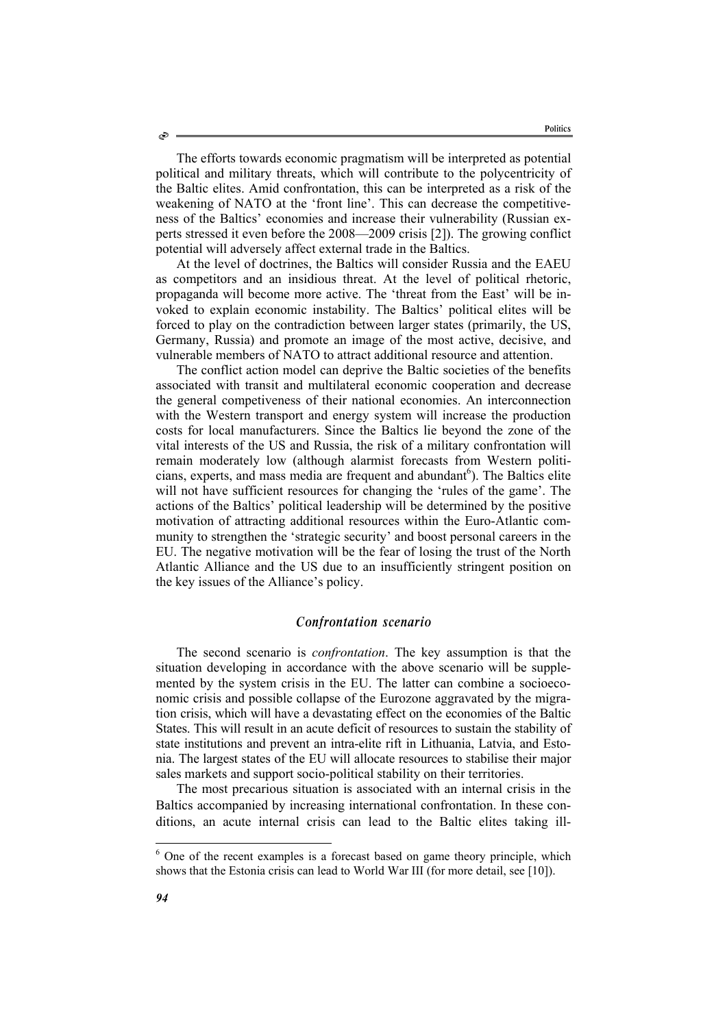The efforts towards economic pragmatism will be interpreted as potential political and military threats, which will contribute to the polycentricity of the Baltic elites. Amid confrontation, this can be interpreted as a risk of the weakening of NATO at the 'front line'. This can decrease the competitiveness of the Baltics' economies and increase their vulnerability (Russian experts stressed it even before the 2008—2009 crisis [2]). The growing conflict potential will adversely affect external trade in the Baltics.

At the level of doctrines, the Baltics will consider Russia and the EAEU as competitors and an insidious threat. At the level of political rhetoric, propaganda will become more active. The 'threat from the East' will be invoked to explain economic instability. The Baltics' political elites will be forced to play on the contradiction between larger states (primarily, the US, Germany, Russia) and promote an image of the most active, decisive, and vulnerable members of NATO to attract additional resource and attention.

The conflict action model can deprive the Baltic societies of the benefits associated with transit and multilateral economic cooperation and decrease the general competiveness of their national economies. An interconnection with the Western transport and energy system will increase the production costs for local manufacturers. Since the Baltics lie beyond the zone of the vital interests of the US and Russia, the risk of a military confrontation will remain moderately low (although alarmist forecasts from Western politicians, experts, and mass media are frequent and abundant[6]). The Baltics elite will not have sufficient resources for changing the 'rules of the game'. The actions of the Baltics' political leadership will be determined by the positive motivation of attracting additional resources within the Euro-Atlantic community to strengthen the 'strategic security' and boost personal careers in the EU. The negative motivation will be the fear of losing the trust of the North Atlantic Alliance and the US due to an insufficiently stringent position on the key issues of the Alliance's policy.

### *Confrontation scenario*

The second scenario is *confrontation*. The key assumption is that the situation developing in accordance with the above scenario will be supplemented by the system crisis in the EU. The latter can combine a socioeconomic crisis and possible collapse of the Eurozone aggravated by the migration crisis, which will have a devastating effect on the economies of the Baltic States. This will result in an acute deficit of resources to sustain the stability of state institutions and prevent an intra-elite rift in Lithuania, Latvia, and Estonia. The largest states of the EU will allocate resources to stabilise their major sales markets and support socio-political stability on their territories.

The most precarious situation is associated with an internal crisis in the Baltics accompanied by increasing international confrontation. In these conditions, an acute internal crisis can lead to the Baltic elites taking ill-

[6] One of the recent examples is a forecast based on game theory principle, which shows that the Estonia crisis can lead to World War III (for more detail, see [10]).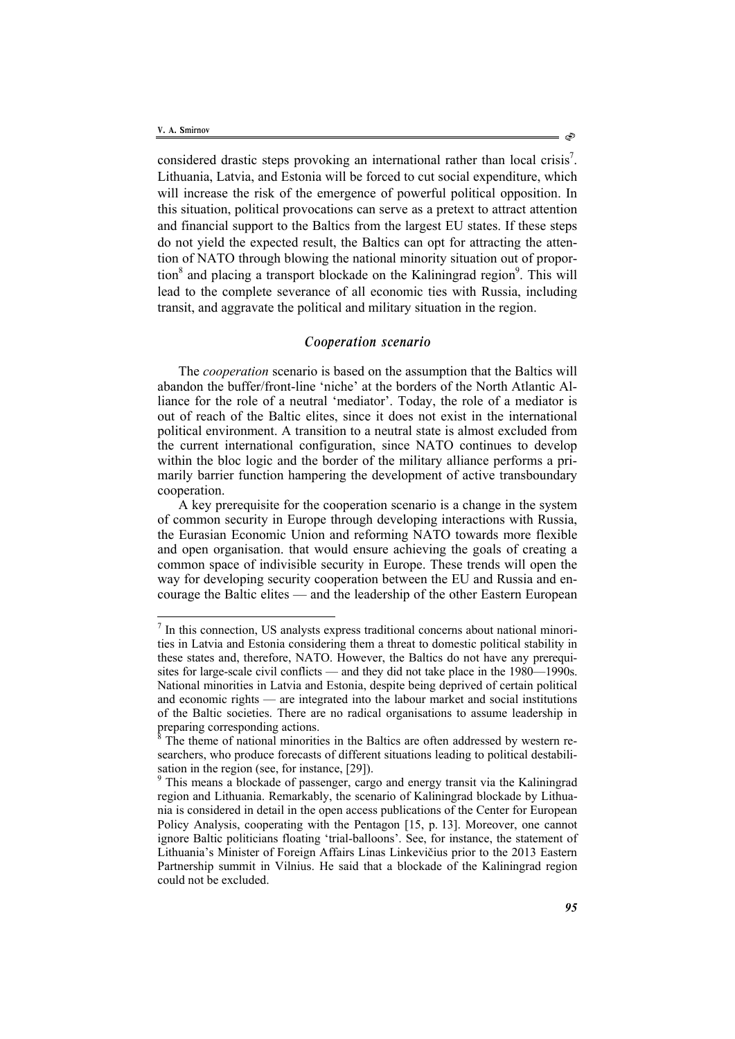considered drastic steps provoking an international rather than local crisis[7]. Lithuania, Latvia, and Estonia will be forced to cut social expenditure, which will increase the risk of the emergence of powerful political opposition. In this situation, political provocations can serve as a pretext to attract attention and financial support to the Baltics from the largest EU states. If these steps do not yield the expected result, the Baltics can opt for attracting the attention of NATO through blowing the national minority situation out of proportion[8] and placing a transport blockade on the Kaliningrad region[9]. This will lead to the complete severance of all economic ties with Russia, including transit, and aggravate the political and military situation in the region.

### *Cooperation scenario*

The *cooperation* scenario is based on the assumption that the Baltics will abandon the buffer/front-line 'niche' at the borders of the North Atlantic Alliance for the role of a neutral 'mediator'. Today, the role of a mediator is out of reach of the Baltic elites, since it does not exist in the international political environment. A transition to a neutral state is almost excluded from the current international configuration, since NATO continues to develop within the bloc logic and the border of the military alliance performs a primarily barrier function hampering the development of active transboundary cooperation.

A key prerequisite for the cooperation scenario is a change in the system of common security in Europe through developing interactions with Russia, the Eurasian Economic Union and reforming NATO towards more flexible and open organisation. that would ensure achieving the goals of creating a common space of indivisible security in Europe. These trends will open the way for developing security cooperation between the EU and Russia and encourage the Baltic elites — and the leadership of the other Eastern European

---

[7] In this connection, US analysts express traditional concerns about national minorities in Latvia and Estonia considering them a threat to domestic political stability in these states and, therefore, NATO. However, the Baltics do not have any prerequisites for large-scale civil conflicts — and they did not take place in the 1980—1990s. National minorities in Latvia and Estonia, despite being deprived of certain political and economic rights — are integrated into the labour market and social institutions of the Baltic societies. There are no radical organisations to assume leadership in preparing corresponding actions.

[8] The theme of national minorities in the Baltics are often addressed by western researchers, who produce forecasts of different situations leading to political destabilisation in the region (see, for instance, [29]).

[9] This means a blockade of passenger, cargo and energy transit via the Kaliningrad region and Lithuania. Remarkably, the scenario of Kaliningrad blockade by Lithuania is considered in detail in the open access publications of the Center for European Policy Analysis, cooperating with the Pentagon [15, p. 13]. Moreover, one cannot ignore Baltic politicians floating 'trial-balloons'. See, for instance, the statement of Lithuania's Minister of Foreign Affairs Linas Linkevičius prior to the 2013 Eastern Partnership summit in Vilnius. He said that a blockade of the Kaliningrad region could not be excluded.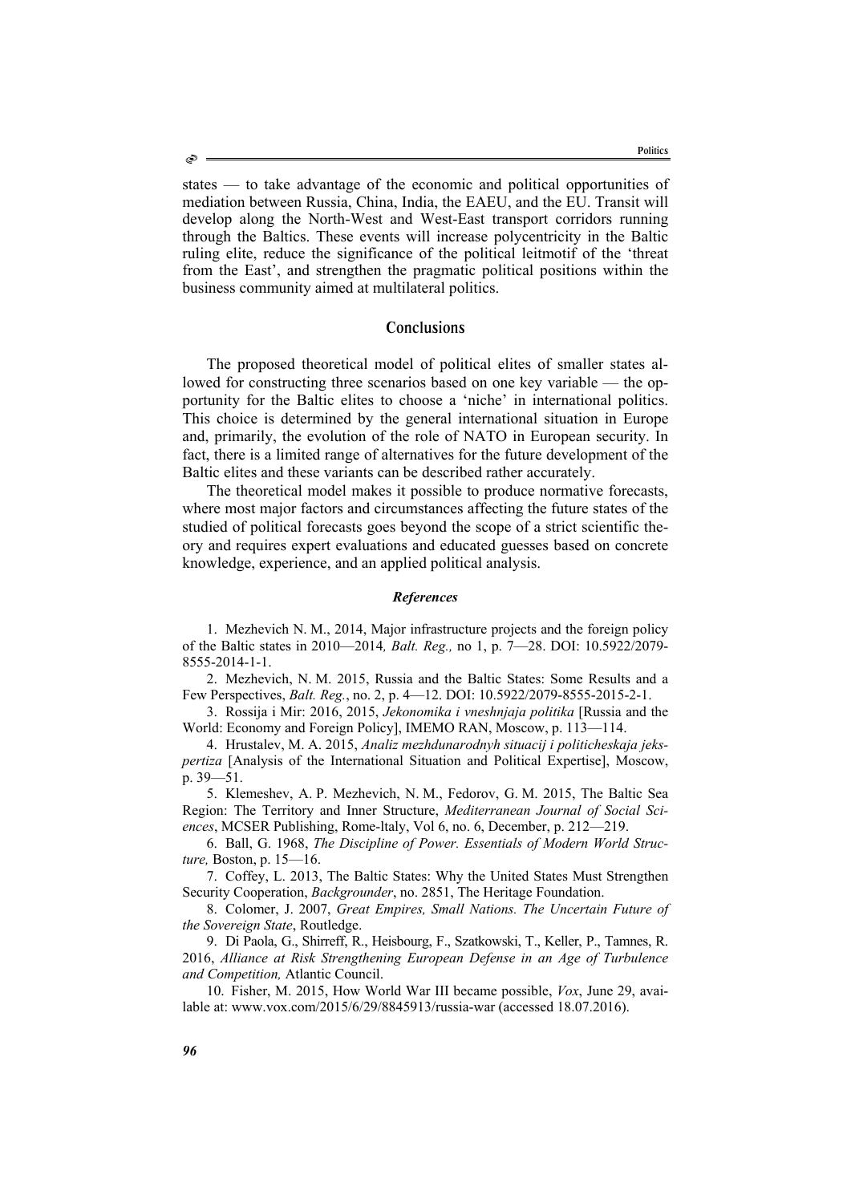states — to take advantage of the economic and political opportunities of mediation between Russia, China, India, the EAEU, and the EU. Transit will develop along the North-West and West-East transport corridors running through the Baltics. These events will increase polycentricity in the Baltic ruling elite, reduce the significance of the political leitmotif of the 'threat from the East', and strengthen the pragmatic political positions within the business community aimed at multilateral politics.

## Conclusions

The proposed theoretical model of political elites of smaller states allowed for constructing three scenarios based on one key variable — the opportunity for the Baltic elites to choose a 'niche' in international politics. This choice is determined by the general international situation in Europe and, primarily, the evolution of the role of NATO in European security. In fact, there is a limited range of alternatives for the future development of the Baltic elites and these variants can be described rather accurately.

The theoretical model makes it possible to produce normative forecasts, where most major factors and circumstances affecting the future states of the studied of political forecasts goes beyond the scope of a strict scientific theory and requires expert evaluations and educated guesses based on concrete knowledge, experience, and an applied political analysis.

### *References*

1. Mezhevich N. M., 2014, Major infrastructure projects and the foreign policy of the Baltic states in 2010—2014*, Balt. Reg.,* no 1, p. 7—28. DOI: 10.5922/2079-8555-2014-1-1.

2. Mezhevich, N. M. 2015, Russia and the Baltic States: Some Results and a Few Perspectives, *Balt. Reg.*, no. 2, p. 4—12. DOI: 10.5922/2079-8555-2015-2-1.

3. Rossija i Mir: 2016, 2015, *Jekonomika i vneshnjaja politika* [Russia and the World: Economy and Foreign Policy], IMEMO RAN, Moscow, p. 113—114.

4. Hrustalev, M. A. 2015, *Analiz mezhdunarodnyh situacij i politicheskaja jekspertiza* [Analysis of the International Situation and Political Expertise], Moscow, p. 39—51.

5. Klemeshev, A. P. Mezhevich, N. M., Fedorov, G. M. 2015, The Baltic Sea Region: The Territory and Inner Structure, *Mediterranean Journal of Social Sciences*, MCSER Publishing, Rome-ltaly, Vol 6, no. 6, December, p. 212—219.

6. Ball, G. 1968, *The Discipline of Power. Essentials of Modern World Structure,* Boston, p. 15—16.

7. Coffey, L. 2013, The Baltic States: Why the United States Must Strengthen Security Cooperation, *Backgrounder*, no. 2851, The Heritage Foundation.

8. Colomer, J. 2007, *Great Empires, Small Nations. The Uncertain Future of the Sovereign State*, Routledge.

9. Di Paola, G., Shirreff, R., Heisbourg, F., Szatkowski, T., Keller, P., Tamnes, R. 2016, *Alliance at Risk Strengthening European Defense in an Age of Turbulence and Competition,* Atlantic Council.

10. Fisher, M. 2015, How World War III became possible, *Vox*, June 29, available at: www.vox.com/2015/6/29/8845913/russia-war (accessed 18.07.2016).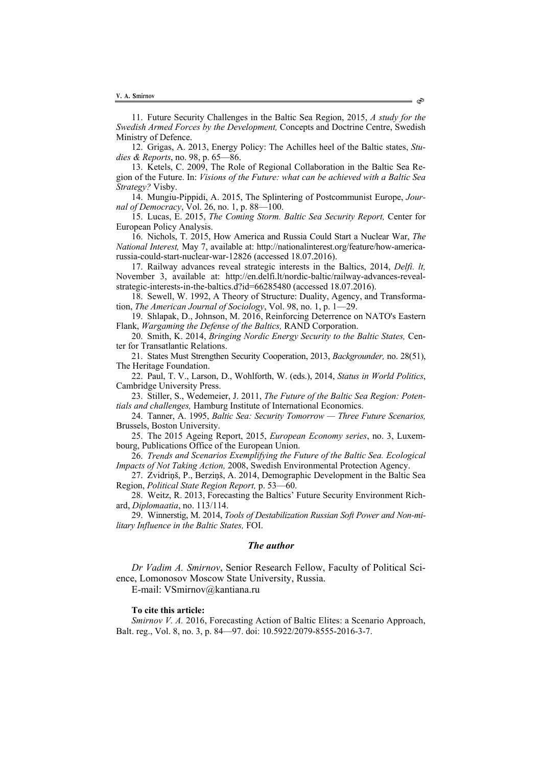11. Future Security Challenges in the Baltic Sea Region, 2015, *A study for the Swedish Armed Forces by the Development,* Concepts and Doctrine Centre, Swedish Ministry of Defence.

12. Grigas, A. 2013, Energy Policy: The Achilles heel of the Baltic states, *Studies & Reports*, no. 98, p. 65—86.

13. Ketels, C. 2009, The Role of Regional Collaboration in the Baltic Sea Region of the Future. In: *Visions of the Future: what can be achieved with a Baltic Sea Strategy?* Visby.

14. Mungiu-Pippidi, A. 2015, The Splintering of Postcommunist Europe, *Journal of Democracy*, Vol. 26, no. 1, p. 88—100.

15. Lucas, E. 2015, *The Coming Storm. Baltic Sea Security Report,* Center for European Policy Analysis.

16. Nichols, T. 2015, How America and Russia Could Start a Nuclear War, *The National Interest,* May 7, available at: http://nationalinterest.org/feature/how-america-russia-could-start-nuclear-war-12826 (accessed 18.07.2016).

17. Railway advances reveal strategic interests in the Baltics, 2014, *Delfi. lt,* November 3, available at: http://en.delfi.lt/nordic-baltic/railway-advances-reveal-strategic-interests-in-the-baltics.d?id=66285480 (accessed 18.07.2016).

18. Sewell, W. 1992, A Theory of Structure: Duality, Agency, and Transformation, *The American Journal of Sociology*, Vol. 98, no. 1, p. 1—29.

19. Shlapak, D., Johnson, M. 2016, Reinforcing Deterrence on NATO's Eastern Flank, *Wargaming the Defense of the Baltics,* RAND Corporation.

20. Smith, K. 2014, *Bringing Nordic Energy Security to the Baltic States,* Center for Transatlantic Relations.

21. States Must Strengthen Security Cooperation, 2013, *Backgrounder,* no. 28(51), The Heritage Foundation.

22. Paul, T. V., Larson, D., Wohlforth, W. (eds.), 2014, *Status in World Politics*, Cambridge University Press.

23. Stiller, S., Wedemeier, J. 2011, *The Future of the Baltic Sea Region: Potentials and challenges,* Hamburg Institute of International Economics.

24. Tanner, A. 1995, *Baltic Sea: Security Tomorrow — Three Future Scenarios,* Brussels, Boston University.

25. The 2015 Ageing Report, 2015, *European Economy series*, no. 3, Luxembourg, Publications Office of the European Union.

26. *Trends and Scenarios Exemplifying the Future of the Baltic Sea. Ecological Impacts of Not Taking Action,* 2008, Swedish Environmental Protection Agency.

27. Zvidriņš, P., Berziņš, A. 2014, Demographic Development in the Baltic Sea Region, *Political State Region Report,* p. 53—60.

28. Weitz, R. 2013, Forecasting the Baltics' Future Security Environment Richard, *Diplomaatia*, no. 113/114.

29. Winnerstig, M. 2014, *Tools of Destabilization Russian Soft Power and Non-military Influence in the Baltic States,* FOI.

### *The author*

*Dr Vadim A. Smirnov*, Senior Research Fellow, Faculty of Political Science, Lomonosov Moscow State University, Russia.

E-mail: VSmirnov@kantiana.ru

**To cite this article:**

*Smirnov V. A.* 2016, Forecasting Action of Baltic Elites: a Scenario Approach, Balt. reg., Vol. 8, no. 3, p. 84—97. doi: 10.5922/2079-8555-2016-3-7.